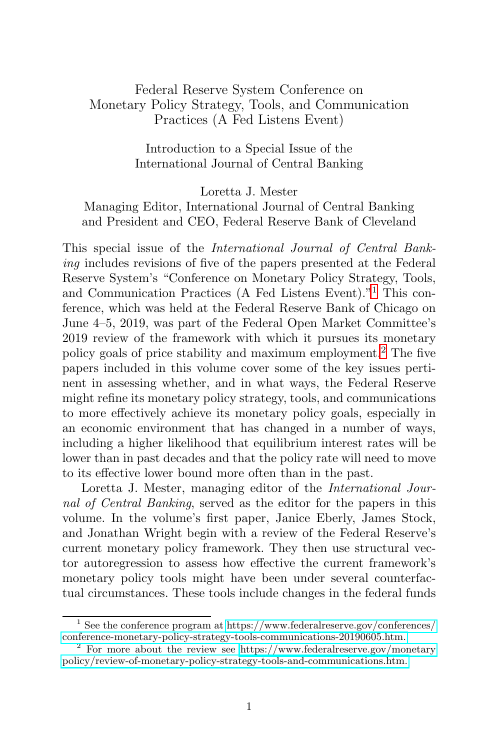# Federal Reserve System Conference on Monetary Policy Strategy, Tools, and Communication Practices (A Fed Listens Event)

## Introduction to a Special Issue of the International Journal of Central Banking

Loretta J. Mester
Managing Editor, International Journal of Central Banking
and President and CEO, Federal Reserve Bank of Cleveland

This special issue of the *International Journal of Central Banking* includes revisions of five of the papers presented at the Federal Reserve System's "Conference on Monetary Policy Strategy, Tools, and Communication Practices (A Fed Listens Event)."[1] This conference, which was held at the Federal Reserve Bank of Chicago on June 4–5, 2019, was part of the Federal Open Market Committee's 2019 review of the framework with which it pursues its monetary policy goals of price stability and maximum employment.[2] The five papers included in this volume cover some of the key issues pertinent in assessing whether, and in what ways, the Federal Reserve might refine its monetary policy strategy, tools, and communications to more effectively achieve its monetary policy goals, especially in an economic environment that has changed in a number of ways, including a higher likelihood that equilibrium interest rates will be lower than in past decades and that the policy rate will need to move to its effective lower bound more often than in the past.

Loretta J. Mester, managing editor of the *International Journal of Central Banking*, served as the editor for the papers in this volume. In the volume's first paper, Janice Eberly, James Stock, and Jonathan Wright begin with a review of the Federal Reserve's current monetary policy framework. They then use structural vector autoregression to assess how effective the current framework's monetary policy tools might have been under several counterfactual circumstances. These tools include changes in the federal funds

[1] See the conference program at https://www.federalreserve.gov/conferences/conference-monetary-policy-strategy-tools-communications-20190605.htm.

[2] For more about the review see https://www.federalreserve.gov/monetarypolicy/review-of-monetary-policy-strategy-tools-and-communications.htm.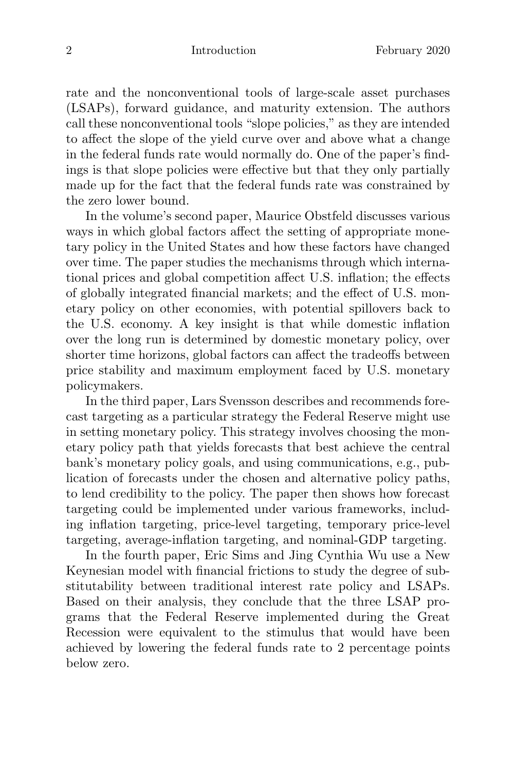rate and the nonconventional tools of large-scale asset purchases (LSAPs), forward guidance, and maturity extension. The authors call these nonconventional tools "slope policies," as they are intended to affect the slope of the yield curve over and above what a change in the federal funds rate would normally do. One of the paper's findings is that slope policies were effective but that they only partially made up for the fact that the federal funds rate was constrained by the zero lower bound.

In the volume's second paper, Maurice Obstfeld discusses various ways in which global factors affect the setting of appropriate monetary policy in the United States and how these factors have changed over time. The paper studies the mechanisms through which international prices and global competition affect U.S. inflation; the effects of globally integrated financial markets; and the effect of U.S. monetary policy on other economies, with potential spillovers back to the U.S. economy. A key insight is that while domestic inflation over the long run is determined by domestic monetary policy, over shorter time horizons, global factors can affect the tradeoffs between price stability and maximum employment faced by U.S. monetary policymakers.

In the third paper, Lars Svensson describes and recommends forecast targeting as a particular strategy the Federal Reserve might use in setting monetary policy. This strategy involves choosing the monetary policy path that yields forecasts that best achieve the central bank's monetary policy goals, and using communications, e.g., publication of forecasts under the chosen and alternative policy paths, to lend credibility to the policy. The paper then shows how forecast targeting could be implemented under various frameworks, including inflation targeting, price-level targeting, temporary price-level targeting, average-inflation targeting, and nominal-GDP targeting.

In the fourth paper, Eric Sims and Jing Cynthia Wu use a New Keynesian model with financial frictions to study the degree of substitutability between traditional interest rate policy and LSAPs. Based on their analysis, they conclude that the three LSAP programs that the Federal Reserve implemented during the Great Recession were equivalent to the stimulus that would have been achieved by lowering the federal funds rate to 2 percentage points below zero.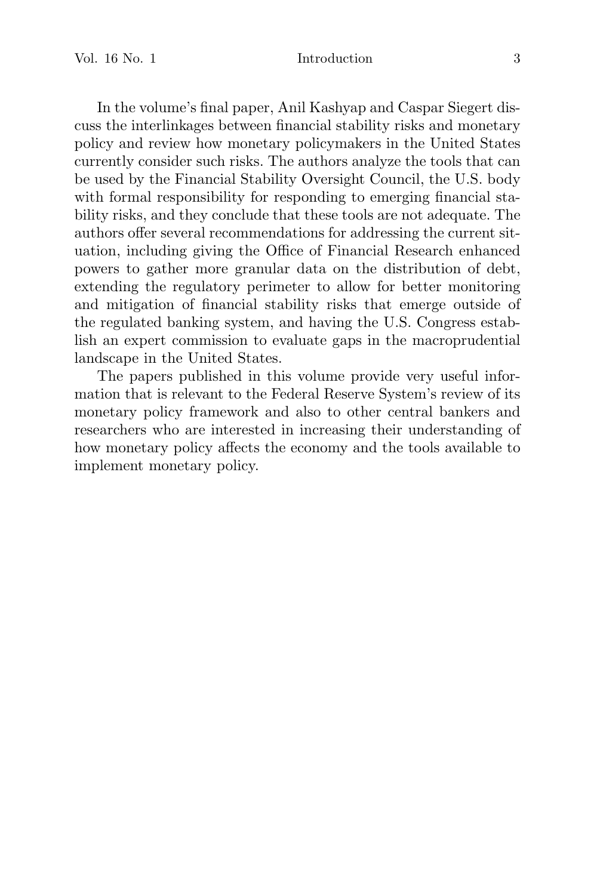In the volume's final paper, Anil Kashyap and Caspar Siegert discuss the interlinkages between financial stability risks and monetary policy and review how monetary policymakers in the United States currently consider such risks. The authors analyze the tools that can be used by the Financial Stability Oversight Council, the U.S. body with formal responsibility for responding to emerging financial stability risks, and they conclude that these tools are not adequate. The authors offer several recommendations for addressing the current situation, including giving the Office of Financial Research enhanced powers to gather more granular data on the distribution of debt, extending the regulatory perimeter to allow for better monitoring and mitigation of financial stability risks that emerge outside of the regulated banking system, and having the U.S. Congress establish an expert commission to evaluate gaps in the macroprudential landscape in the United States.

The papers published in this volume provide very useful information that is relevant to the Federal Reserve System's review of its monetary policy framework and also to other central bankers and researchers who are interested in increasing their understanding of how monetary policy affects the economy and the tools available to implement monetary policy.